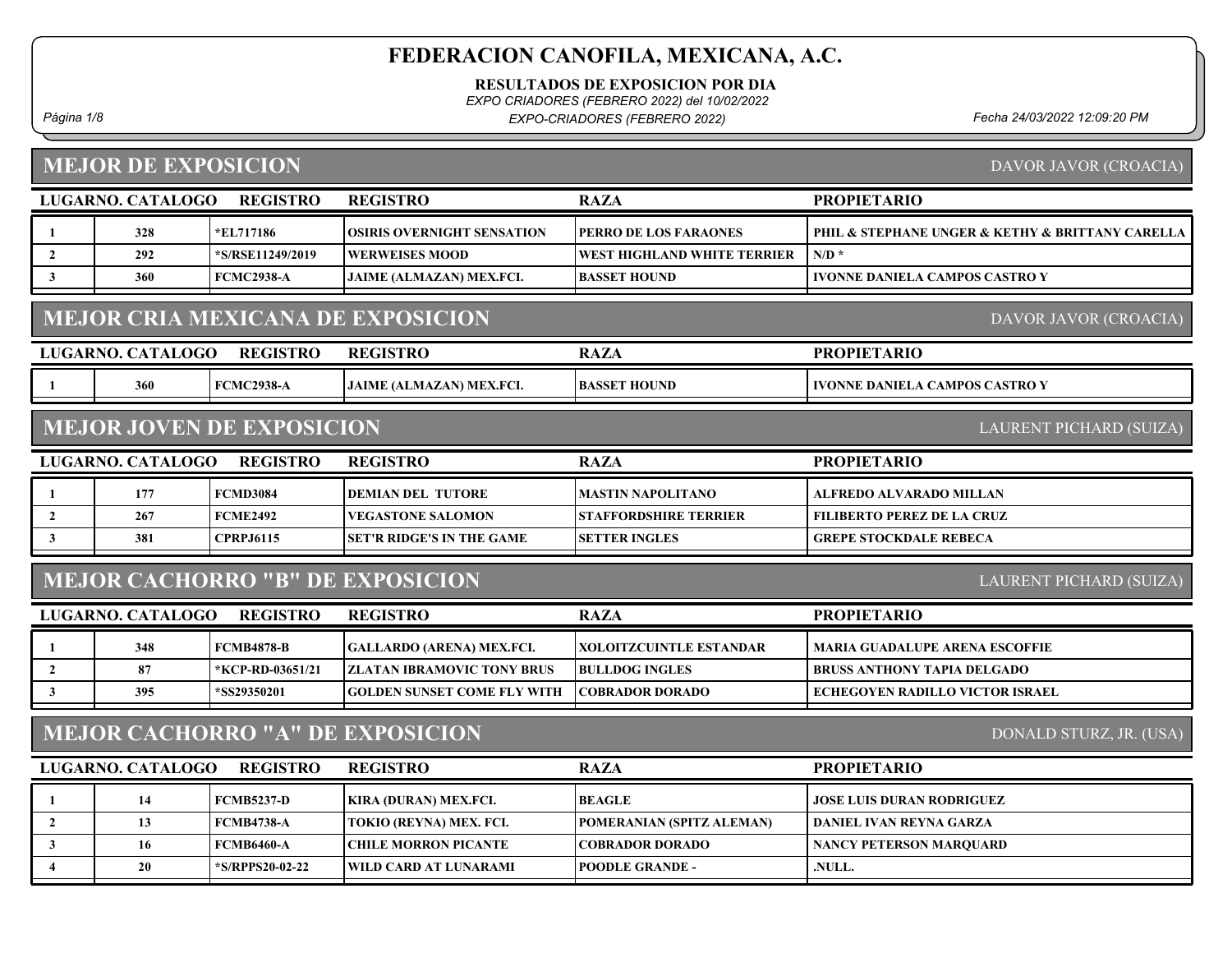# FEDERACION CANOFILA, MEXICANA, A.C.

**RESULTADOS DE EXPOSICION POR DIA**

*EXPO CRIADORES (FEBRERO 2022) del 10/02/2022*

*EXPO-CRIADORES (FEBRERO 2022)*

*Fecha 24/03/2022 12:09:20 PM*

## MEJOR DE EXPOSICION

DAVOR JAVOR (CROACIA)

| LUGAR | NO. CATALOGO | REGISTRO | REGISTRO | RAZA | PROPIETARIO |
|---|---|---|---|---|---|
| 1 | 328 | *EL717186 | OSIRIS OVERNIGHT SENSATION | PERRO DE LOS FARAONES | PHIL & STEPHANE UNGER & KETHY & BRITTANY CARELLA |
| 2 | 292 | *S/RSE11249/2019 | WERWEISES MOOD | WEST HIGHLAND WHITE TERRIER | N/D * |
| 3 | 360 | FCMC2938-A | JAIME (ALMAZAN) MEX.FCI. | BASSET HOUND | IVONNE DANIELA CAMPOS CASTRO Y |

## MEJOR CRIA MEXICANA DE EXPOSICION

DAVOR JAVOR (CROACIA)

| LUGAR | NO. CATALOGO | REGISTRO | REGISTRO | RAZA | PROPIETARIO |
|---|---|---|---|---|---|
| 1 | 360 | FCMC2938-A | JAIME (ALMAZAN) MEX.FCI. | BASSET HOUND | IVONNE DANIELA CAMPOS CASTRO Y |

## MEJOR JOVEN DE EXPOSICION

LAURENT PICHARD (SUIZA)

| LUGAR | NO. CATALOGO | REGISTRO | REGISTRO | RAZA | PROPIETARIO |
|---|---|---|---|---|---|
| 1 | 177 | FCMD3084 | DEMIAN DEL TUTORE | MASTIN NAPOLITANO | ALFREDO ALVARADO MILLAN |
| 2 | 267 | FCME2492 | VEGASTONE SALOMON | STAFFORDSHIRE TERRIER | FILIBERTO PEREZ DE LA CRUZ |
| 3 | 381 | CPRPJ6115 | SET'R RIDGE'S IN THE GAME | SETTER INGLES | GREPE STOCKDALE REBECA |

## MEJOR CACHORRO "B" DE EXPOSICION

LAURENT PICHARD (SUIZA)

| LUGAR | NO. CATALOGO | REGISTRO | REGISTRO | RAZA | PROPIETARIO |
|---|---|---|---|---|---|
| 1 | 348 | FCMB4878-B | GALLARDO (ARENA) MEX.FCI. | XOLOITZCUINTLE ESTANDAR | MARIA GUADALUPE ARENA ESCOFFIE |
| 2 | 87 | *KCP-RD-03651/21 | ZLATAN IBRAMOVIC TONY BRUS | BULLDOG INGLES | BRUSS ANTHONY TAPIA DELGADO |
| 3 | 395 | *SS29350201 | GOLDEN SUNSET COME FLY WITH | COBRADOR DORADO | ECHEGOYEN RADILLO VICTOR ISRAEL |

## MEJOR CACHORRO "A" DE EXPOSICION

DONALD STURZ, JR. (USA)

| LUGAR | NO. CATALOGO | REGISTRO | REGISTRO | RAZA | PROPIETARIO |
|---|---|---|---|---|---|
| 1 | 14 | FCMB5237-D | KIRA (DURAN) MEX.FCI. | BEAGLE | JOSE LUIS DURAN RODRIGUEZ |
| 2 | 13 | FCMB4738-A | TOKIO (REYNA) MEX. FCI. | POMERANIAN (SPITZ ALEMAN) | DANIEL IVAN REYNA GARZA |
| 3 | 16 | FCMB6460-A | CHILE MORRON PICANTE | COBRADOR DORADO | NANCY PETERSON MARQUARD |
| 4 | 20 | *S/RPPS20-02-22 | WILD CARD AT LUNARAMI | POODLE GRANDE - | .NULL. |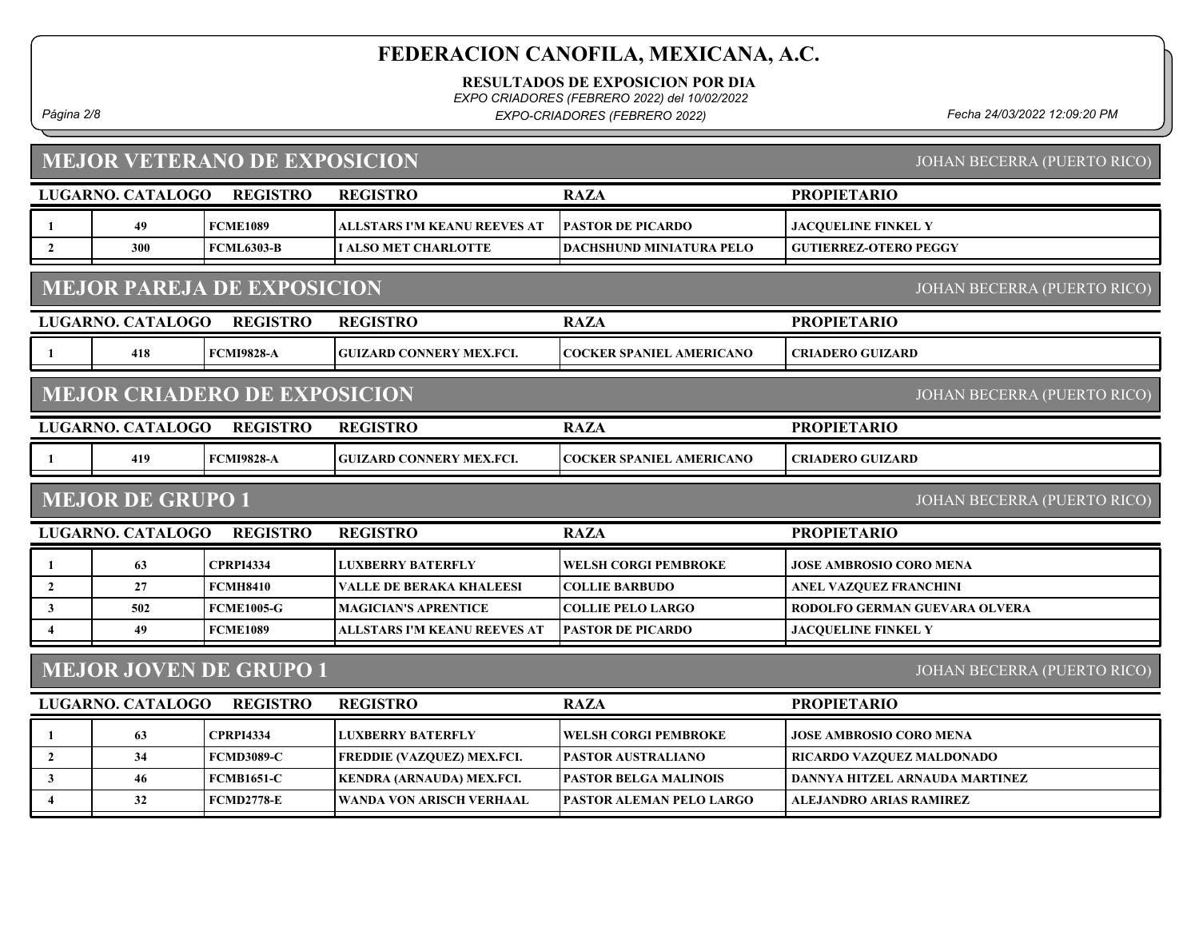# FEDERACION CANOFILA, MEXICANA, A.C.

**RESULTADOS DE EXPOSICION POR DIA**

*EXPO CRIADORES (FEBRERO 2022) del 10/02/2022*

*EXPO-CRIADORES (FEBRERO 2022)*

*Fecha 24/03/2022 12:09:20 PM*

## MEJOR VETERANO DE EXPOSICION

JOHAN BECERRA (PUERTO RICO)

| LUGAR | NO. CATALOGO | REGISTRO | REGISTRO | RAZA | PROPIETARIO |
|---|---|---|---|---|---|
| 1 | 49 | FCME1089 | ALLSTARS I'M KEANU REEVES AT | PASTOR DE PICARDO | JACQUELINE FINKEL Y |
| 2 | 300 | FCML6303-B | I ALSO MET CHARLOTTE | DACHSHUND MINIATURA PELO | GUTIERREZ-OTERO PEGGY |

## MEJOR PAREJA DE EXPOSICION

JOHAN BECERRA (PUERTO RICO)

| LUGAR | NO. CATALOGO | REGISTRO | REGISTRO | RAZA | PROPIETARIO |
|---|---|---|---|---|---|
| 1 | 418 | FCMI9828-A | GUIZARD CONNERY MEX.FCI. | COCKER SPANIEL AMERICANO | CRIADERO GUIZARD |

## MEJOR CRIADERO DE EXPOSICION

JOHAN BECERRA (PUERTO RICO)

| LUGAR | NO. CATALOGO | REGISTRO | REGISTRO | RAZA | PROPIETARIO |
|---|---|---|---|---|---|
| 1 | 419 | FCMI9828-A | GUIZARD CONNERY MEX.FCI. | COCKER SPANIEL AMERICANO | CRIADERO GUIZARD |

## MEJOR DE GRUPO 1

JOHAN BECERRA (PUERTO RICO)

| LUGAR | NO. CATALOGO | REGISTRO | REGISTRO | RAZA | PROPIETARIO |
|---|---|---|---|---|---|
| 1 | 63 | CPRPI4334 | LUXBERRY BATERFLY | WELSH CORGI PEMBROKE | JOSE AMBROSIO CORO MENA |
| 2 | 27 | FCMH8410 | VALLE DE BERAKA KHALEESI | COLLIE BARBUDO | ANEL VAZQUEZ FRANCHINI |
| 3 | 502 | FCME1005-G | MAGICIAN'S APRENTICE | COLLIE PELO LARGO | RODOLFO GERMAN GUEVARA OLVERA |
| 4 | 49 | FCME1089 | ALLSTARS I'M KEANU REEVES AT | PASTOR DE PICARDO | JACQUELINE FINKEL Y |

## MEJOR JOVEN DE GRUPO 1

JOHAN BECERRA (PUERTO RICO)

| LUGAR | NO. CATALOGO | REGISTRO | REGISTRO | RAZA | PROPIETARIO |
|---|---|---|---|---|---|
| 1 | 63 | CPRPI4334 | LUXBERRY BATERFLY | WELSH CORGI PEMBROKE | JOSE AMBROSIO CORO MENA |
| 2 | 34 | FCMD3089-C | FREDDIE (VAZQUEZ) MEX.FCI. | PASTOR AUSTRALIANO | RICARDO VAZQUEZ MALDONADO |
| 3 | 46 | FCMB1651-C | KENDRA (ARNAUDA) MEX.FCI. | PASTOR BELGA MALINOIS | DANNYA HITZEL ARNAUDA MARTINEZ |
| 4 | 32 | FCMD2778-E | WANDA VON ARISCH VERHAAL | PASTOR ALEMAN PELO LARGO | ALEJANDRO ARIAS RAMIREZ |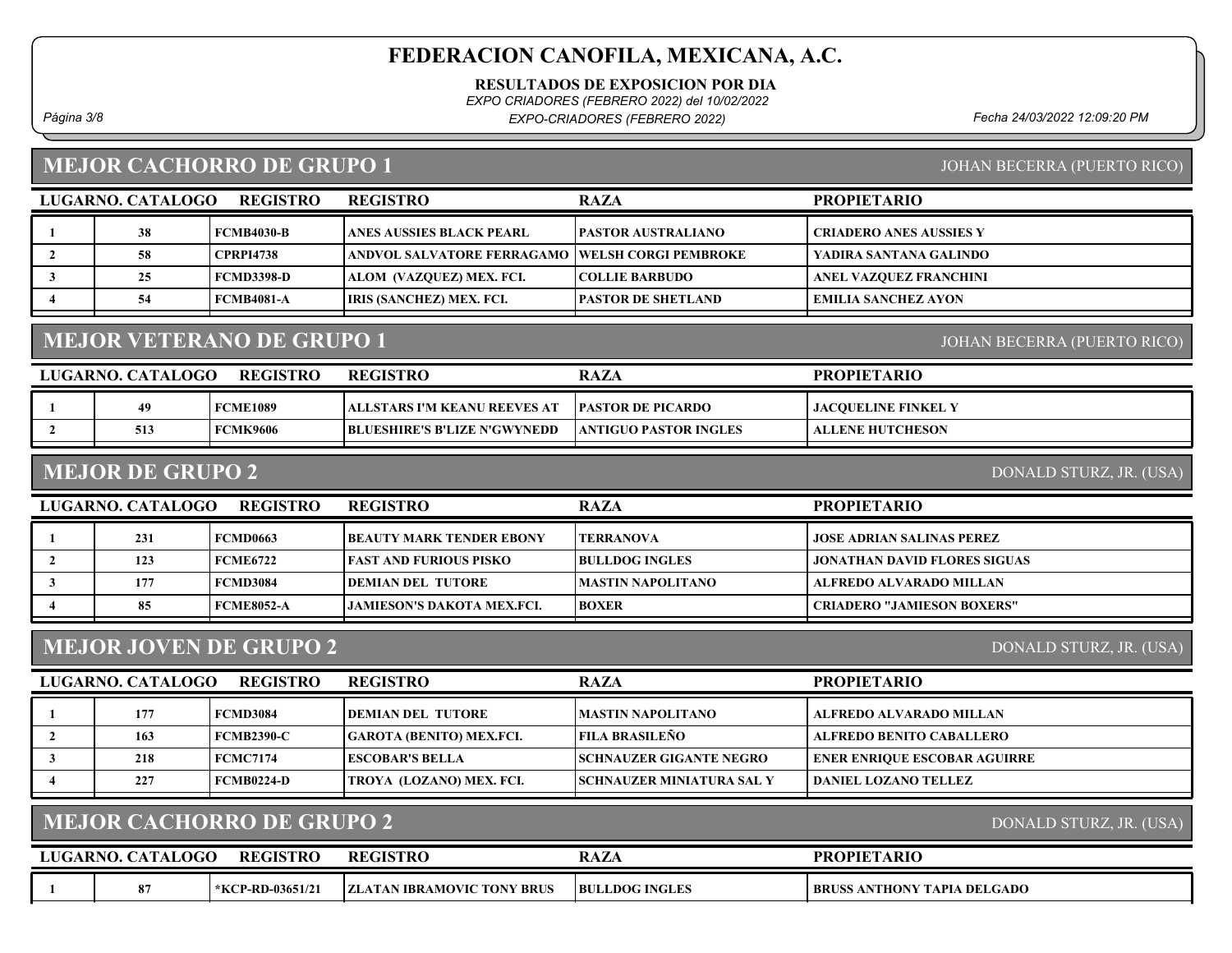# FEDERACION CANOFILA, MEXICANA, A.C.

**RESULTADOS DE EXPOSICION POR DIA**

*EXPO CRIADORES (FEBRERO 2022) del 10/02/2022*

*EXPO-CRIADORES (FEBRERO 2022)*

*Fecha 24/03/2022 12:09:20 PM*

## MEJOR CACHORRO DE GRUPO 1

JOHAN BECERRA (PUERTO RICO)

| LUGAR | NO. CATALOGO | REGISTRO | REGISTRO | RAZA | PROPIETARIO |
|---|---|---|---|---|---|
| 1 | 38 | FCMB4030-B | ANES AUSSIES BLACK PEARL | PASTOR AUSTRALIANO | CRIADERO ANES AUSSIES Y |
| 2 | 58 | CPRPI4738 | ANDVOL SALVATORE FERRAGAMO | WELSH CORGI PEMBROKE | YADIRA SANTANA GALINDO |
| 3 | 25 | FCMD3398-D | ALOM (VAZQUEZ) MEX. FCI. | COLLIE BARBUDO | ANEL VAZQUEZ FRANCHINI |
| 4 | 54 | FCMB4081-A | IRIS (SANCHEZ) MEX. FCI. | PASTOR DE SHETLAND | EMILIA SANCHEZ AYON |

## MEJOR VETERANO DE GRUPO 1

JOHAN BECERRA (PUERTO RICO)

| LUGAR | NO. CATALOGO | REGISTRO | REGISTRO | RAZA | PROPIETARIO |
|---|---|---|---|---|---|
| 1 | 49 | FCME1089 | ALLSTARS I'M KEANU REEVES AT | PASTOR DE PICARDO | JACQUELINE FINKEL Y |
| 2 | 513 | FCMK9606 | BLUESHIRE'S B'LIZE N'GWYNEDD | ANTIGUO PASTOR INGLES | ALLENE HUTCHESON |

## MEJOR DE GRUPO 2

DONALD STURZ, JR. (USA)

| LUGAR | NO. CATALOGO | REGISTRO | REGISTRO | RAZA | PROPIETARIO |
|---|---|---|---|---|---|
| 1 | 231 | FCMD0663 | BEAUTY MARK TENDER EBONY | TERRANOVA | JOSE ADRIAN SALINAS PEREZ |
| 2 | 123 | FCME6722 | FAST AND FURIOUS PISKO | BULLDOG INGLES | JONATHAN DAVID FLORES SIGUAS |
| 3 | 177 | FCMD3084 | DEMIAN DEL TUTORE | MASTIN NAPOLITANO | ALFREDO ALVARADO MILLAN |
| 4 | 85 | FCME8052-A | JAMIESON'S DAKOTA MEX.FCI. | BOXER | CRIADERO "JAMIESON BOXERS" |

## MEJOR JOVEN DE GRUPO 2

DONALD STURZ, JR. (USA)

| LUGAR | NO. CATALOGO | REGISTRO | REGISTRO | RAZA | PROPIETARIO |
|---|---|---|---|---|---|
| 1 | 177 | FCMD3084 | DEMIAN DEL TUTORE | MASTIN NAPOLITANO | ALFREDO ALVARADO MILLAN |
| 2 | 163 | FCMB2390-C | GAROTA (BENITO) MEX.FCI. | FILA BRASILEÑO | ALFREDO BENITO CABALLERO |
| 3 | 218 | FCMC7174 | ESCOBAR'S BELLA | SCHNAUZER GIGANTE NEGRO | ENER ENRIQUE ESCOBAR AGUIRRE |
| 4 | 227 | FCMB0224-D | TROYA (LOZANO) MEX. FCI. | SCHNAUZER MINIATURA SAL Y | DANIEL LOZANO TELLEZ |

## MEJOR CACHORRO DE GRUPO 2

DONALD STURZ, JR. (USA)

| LUGAR | NO. CATALOGO | REGISTRO | REGISTRO | RAZA | PROPIETARIO |
|---|---|---|---|---|---|
| 1 | 87 | *KCP-RD-03651/21 | ZLATAN IBRAMOVIC TONY BRUS | BULLDOG INGLES | BRUSS ANTHONY TAPIA DELGADO |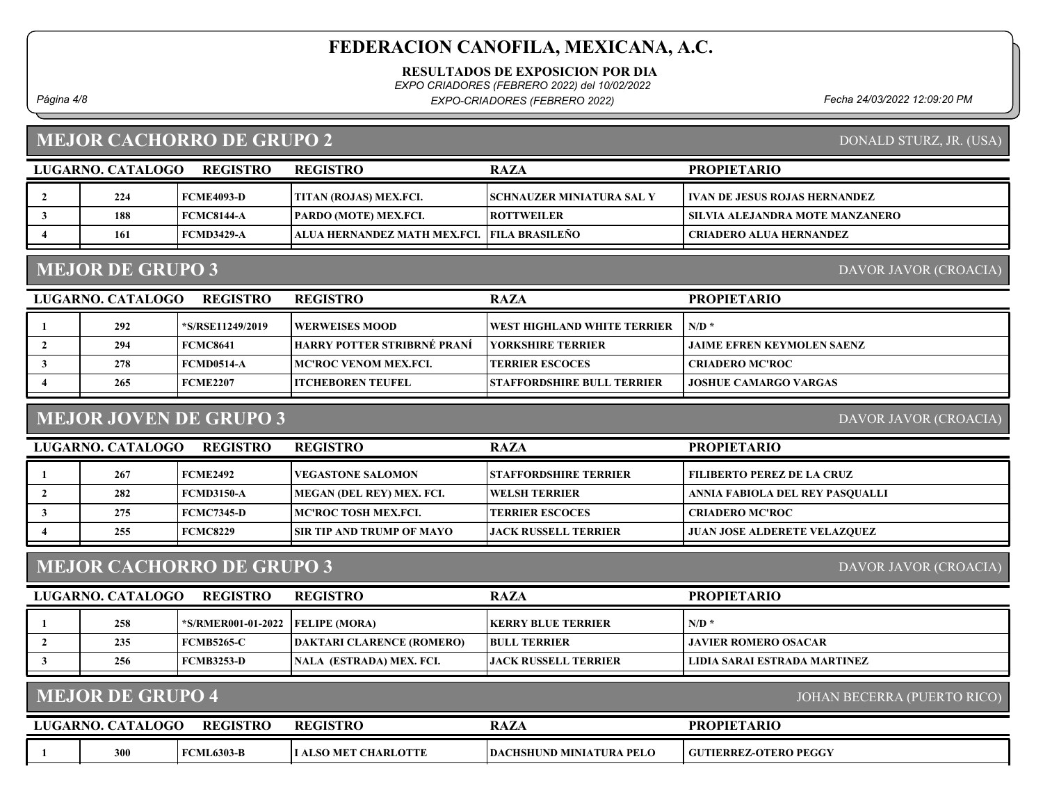# FEDERACION CANOFILA, MEXICANA, A.C.

**RESULTADOS DE EXPOSICION POR DIA**

*EXPO CRIADORES (FEBRERO 2022) del 10/02/2022*

*EXPO-CRIADORES (FEBRERO 2022)*

*Fecha 24/03/2022 12:09:20 PM*

## MEJOR CACHORRO DE GRUPO 2

DONALD STURZ, JR. (USA)

| LUGAR | NO. CATALOGO | REGISTRO | REGISTRO | RAZA | PROPIETARIO |
|---|---|---|---|---|---|
| 2 | 224 | FCME4093-D | TITAN (ROJAS) MEX.FCI. | SCHNAUZER MINIATURA SAL Y | IVAN DE JESUS ROJAS HERNANDEZ |
| 3 | 188 | FCMC8144-A | PARDO (MOTE) MEX.FCI. | ROTTWEILER | SILVIA ALEJANDRA MOTE MANZANERO |
| 4 | 161 | FCMD3429-A | ALUA HERNANDEZ MATH MEX.FCI. | FILA BRASILEÑO | CRIADERO ALUA HERNANDEZ |

## MEJOR DE GRUPO 3

DAVOR JAVOR (CROACIA)

| LUGAR | NO. CATALOGO | REGISTRO | REGISTRO | RAZA | PROPIETARIO |
|---|---|---|---|---|---|
| 1 | 292 | *S/RSE11249/2019 | WERWEISES MOOD | WEST HIGHLAND WHITE TERRIER | N/D * |
| 2 | 294 | FCMC8641 | HARRY POTTER STRIBRNÉ PRANÍ | YORKSHIRE TERRIER | JAIME EFREN KEYMOLEN SAENZ |
| 3 | 278 | FCMD0514-A | MC'ROC VENOM MEX.FCI. | TERRIER ESCOCES | CRIADERO MC'ROC |
| 4 | 265 | FCME2207 | ITCHEBOREN TEUFEL | STAFFORDSHIRE BULL TERRIER | JOSHUE CAMARGO VARGAS |

## MEJOR JOVEN DE GRUPO 3

DAVOR JAVOR (CROACIA)

| LUGAR | NO. CATALOGO | REGISTRO | REGISTRO | RAZA | PROPIETARIO |
|---|---|---|---|---|---|
| 1 | 267 | FCME2492 | VEGASTONE SALOMON | STAFFORDSHIRE TERRIER | FILIBERTO PEREZ DE LA CRUZ |
| 2 | 282 | FCMD3150-A | MEGAN (DEL REY) MEX. FCI. | WELSH TERRIER | ANNIA FABIOLA DEL REY PASQUALLI |
| 3 | 275 | FCMC7345-D | MC'ROC TOSH MEX.FCI. | TERRIER ESCOCES | CRIADERO MC'ROC |
| 4 | 255 | FCMC8229 | SIR TIP AND TRUMP OF MAYO | JACK RUSSELL TERRIER | JUAN JOSE ALDERETE VELAZQUEZ |

## MEJOR CACHORRO DE GRUPO 3

DAVOR JAVOR (CROACIA)

| LUGAR | NO. CATALOGO | REGISTRO | REGISTRO | RAZA | PROPIETARIO |
|---|---|---|---|---|---|
| 1 | 258 | *S/RMER001-01-2022 | FELIPE (MORA) | KERRY BLUE TERRIER | N/D * |
| 2 | 235 | FCMB5265-C | DAKTARI CLARENCE (ROMERO) | BULL TERRIER | JAVIER ROMERO OSACAR |
| 3 | 256 | FCMB3253-D | NALA (ESTRADA) MEX. FCI. | JACK RUSSELL TERRIER | LIDIA SARAI ESTRADA MARTINEZ |

## MEJOR DE GRUPO 4

JOHAN BECERRA (PUERTO RICO)

| LUGAR | NO. CATALOGO | REGISTRO | REGISTRO | RAZA | PROPIETARIO |
|---|---|---|---|---|---|
| 1 | 300 | FCML6303-B | I ALSO MET CHARLOTTE | DACHSHUND MINIATURA PELO | GUTIERREZ-OTERO PEGGY |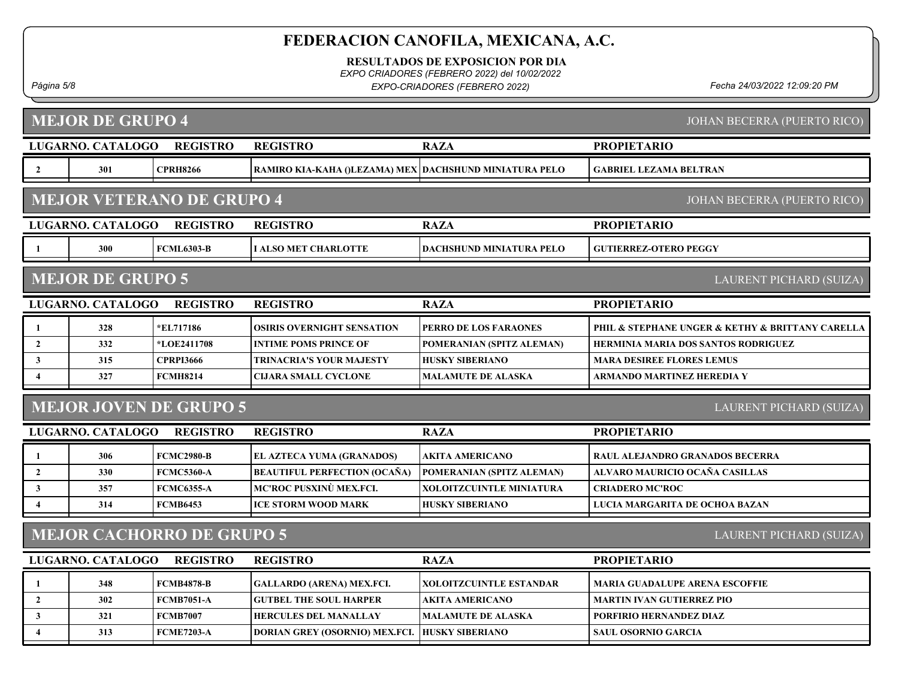# FEDERACION CANOFILA, MEXICANA, A.C.

**RESULTADOS DE EXPOSICION POR DIA**

*EXPO CRIADORES (FEBRERO 2022) del 10/02/2022*

*EXPO-CRIADORES (FEBRERO 2022)*

*Fecha 24/03/2022 12:09:20 PM*

## MEJOR DE GRUPO 4

JOHAN BECERRA (PUERTO RICO)

| LUGAR | NO. CATALOGO | REGISTRO | REGISTRO | RAZA | PROPIETARIO |
|---|---|---|---|---|---|
| 2 | 301 | CPRH8266 | RAMIRO KIA-KAHA ()LEZAMA) MEX | DACHSHUND MINIATURA PELO | GABRIEL LEZAMA BELTRAN |

## MEJOR VETERANO DE GRUPO 4

JOHAN BECERRA (PUERTO RICO)

| LUGAR | NO. CATALOGO | REGISTRO | REGISTRO | RAZA | PROPIETARIO |
|---|---|---|---|---|---|
| 1 | 300 | FCML6303-B | I ALSO MET CHARLOTTE | DACHSHUND MINIATURA PELO | GUTIERREZ-OTERO PEGGY |

## MEJOR DE GRUPO 5

LAURENT PICHARD (SUIZA)

| LUGAR | NO. CATALOGO | REGISTRO | REGISTRO | RAZA | PROPIETARIO |
|---|---|---|---|---|---|
| 1 | 328 | *EL717186 | OSIRIS OVERNIGHT SENSATION | PERRO DE LOS FARAONES | PHIL & STEPHANE UNGER & KETHY & BRITTANY CARELLA |
| 2 | 332 | *LOE2411708 | INTIME POMS PRINCE OF | POMERANIAN (SPITZ ALEMAN) | HERMINIA MARIA DOS SANTOS RODRIGUEZ |
| 3 | 315 | CPRPI3666 | TRINACRIA'S YOUR MAJESTY | HUSKY SIBERIANO | MARA DESIREE FLORES LEMUS |
| 4 | 327 | FCMH8214 | CIJARA SMALL CYCLONE | MALAMUTE DE ALASKA | ARMANDO MARTINEZ HEREDIA Y |

## MEJOR JOVEN DE GRUPO 5

LAURENT PICHARD (SUIZA)

| LUGAR | NO. CATALOGO | REGISTRO | REGISTRO | RAZA | PROPIETARIO |
|---|---|---|---|---|---|
| 1 | 306 | FCMC2980-B | EL AZTECA YUMA (GRANADOS) | AKITA AMERICANO | RAUL ALEJANDRO GRANADOS BECERRA |
| 2 | 330 | FCMC5360-A | BEAUTIFUL PERFECTION (OCAÑA) | POMERANIAN (SPITZ ALEMAN) | ALVARO MAURICIO OCAÑA CASILLAS |
| 3 | 357 | FCMC6355-A | MC'ROC PUSXINÙ MEX.FCI. | XOLOITZCUINTLE MINIATURA | CRIADERO MC'ROC |
| 4 | 314 | FCMB6453 | ICE STORM WOOD MARK | HUSKY SIBERIANO | LUCIA MARGARITA DE OCHOA BAZAN |

## MEJOR CACHORRO DE GRUPO 5

LAURENT PICHARD (SUIZA)

| LUGAR | NO. CATALOGO | REGISTRO | REGISTRO | RAZA | PROPIETARIO |
|---|---|---|---|---|---|
| 1 | 348 | FCMB4878-B | GALLARDO (ARENA) MEX.FCI. | XOLOITZCUINTLE ESTANDAR | MARIA GUADALUPE ARENA ESCOFFIE |
| 2 | 302 | FCMB7051-A | GUTBEL THE SOUL HARPER | AKITA AMERICANO | MARTIN IVAN GUTIERREZ PIO |
| 3 | 321 | FCMB7007 | HERCULES DEL MANALLAY | MALAMUTE DE ALASKA | PORFIRIO HERNANDEZ DIAZ |
| 4 | 313 | FCME7203-A | DORIAN GREY (OSORNIO) MEX.FCI. | HUSKY SIBERIANO | SAUL OSORNIO GARCIA |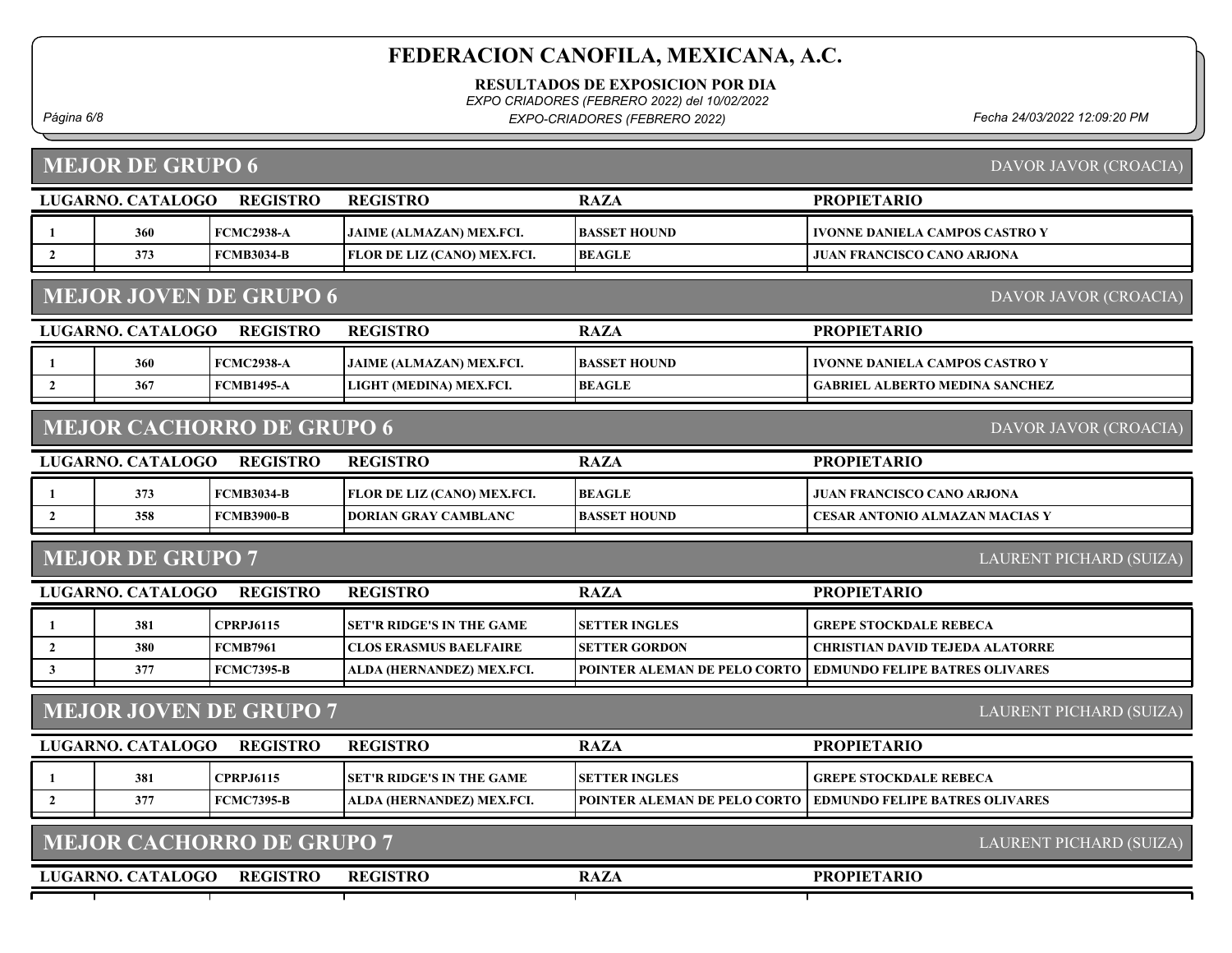# FEDERACION CANOFILA, MEXICANA, A.C.

**RESULTADOS DE EXPOSICION POR DIA**

*EXPO CRIADORES (FEBRERO 2022) del 10/02/2022*

*EXPO-CRIADORES (FEBRERO 2022)*

*Fecha 24/03/2022 12:09:20 PM*

## MEJOR DE GRUPO 6

DAVOR JAVOR (CROACIA)

| LUGAR | NO. CATALOGO | REGISTRO | REGISTRO | RAZA | PROPIETARIO |
|---|---|---|---|---|---|
| 1 | 360 | FCMC2938-A | JAIME (ALMAZAN) MEX.FCI. | BASSET HOUND | IVONNE DANIELA CAMPOS CASTRO Y |
| 2 | 373 | FCMB3034-B | FLOR DE LIZ (CANO) MEX.FCI. | BEAGLE | JUAN FRANCISCO CANO ARJONA |

## MEJOR JOVEN DE GRUPO 6

DAVOR JAVOR (CROACIA)

| LUGAR | NO. CATALOGO | REGISTRO | REGISTRO | RAZA | PROPIETARIO |
|---|---|---|---|---|---|
| 1 | 360 | FCMC2938-A | JAIME (ALMAZAN) MEX.FCI. | BASSET HOUND | IVONNE DANIELA CAMPOS CASTRO Y |
| 2 | 367 | FCMB1495-A | LIGHT (MEDINA) MEX.FCI. | BEAGLE | GABRIEL ALBERTO MEDINA SANCHEZ |

## MEJOR CACHORRO DE GRUPO 6

DAVOR JAVOR (CROACIA)

| LUGAR | NO. CATALOGO | REGISTRO | REGISTRO | RAZA | PROPIETARIO |
|---|---|---|---|---|---|
| 1 | 373 | FCMB3034-B | FLOR DE LIZ (CANO) MEX.FCI. | BEAGLE | JUAN FRANCISCO CANO ARJONA |
| 2 | 358 | FCMB3900-B | DORIAN GRAY CAMBLANC | BASSET HOUND | CESAR ANTONIO ALMAZAN MACIAS Y |

## MEJOR DE GRUPO 7

LAURENT PICHARD (SUIZA)

| LUGAR | NO. CATALOGO | REGISTRO | REGISTRO | RAZA | PROPIETARIO |
|---|---|---|---|---|---|
| 1 | 381 | CPRPJ6115 | SET'R RIDGE'S IN THE GAME | SETTER INGLES | GREPE STOCKDALE REBECA |
| 2 | 380 | FCMB7961 | CLOS ERASMUS BAELFAIRE | SETTER GORDON | CHRISTIAN DAVID TEJEDA ALATORRE |
| 3 | 377 | FCMC7395-B | ALDA (HERNANDEZ) MEX.FCI. | POINTER ALEMAN DE PELO CORTO | EDMUNDO FELIPE BATRES OLIVARES |

## MEJOR JOVEN DE GRUPO 7

LAURENT PICHARD (SUIZA)

| LUGAR | NO. CATALOGO | REGISTRO | REGISTRO | RAZA | PROPIETARIO |
|---|---|---|---|---|---|
| 1 | 381 | CPRPJ6115 | SET'R RIDGE'S IN THE GAME | SETTER INGLES | GREPE STOCKDALE REBECA |
| 2 | 377 | FCMC7395-B | ALDA (HERNANDEZ) MEX.FCI. | POINTER ALEMAN DE PELO CORTO | EDMUNDO FELIPE BATRES OLIVARES |

## MEJOR CACHORRO DE GRUPO 7

LAURENT PICHARD (SUIZA)

| LUGAR | NO. CATALOGO | REGISTRO | REGISTRO | RAZA | PROPIETARIO |
|---|---|---|---|---|---|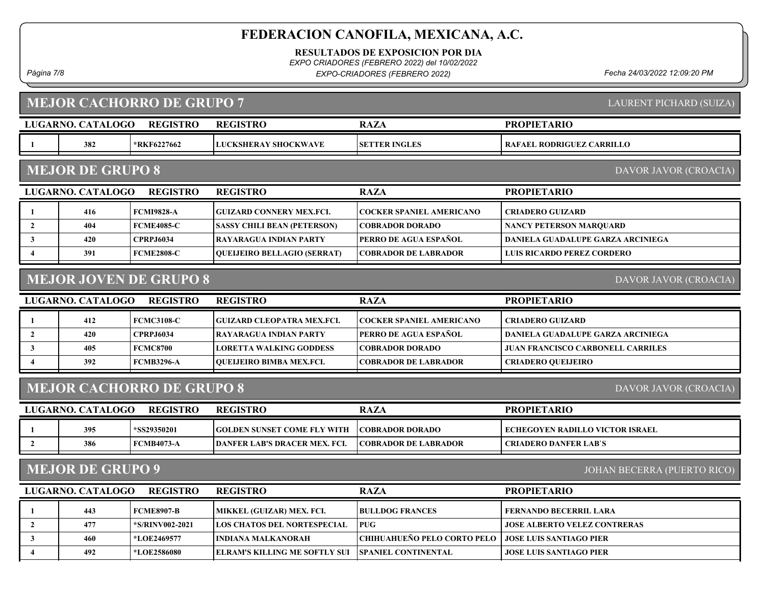## MEJOR CACHORRO DE GRUPO 7

LAURENT PICHARD (SUIZA)

| LUGAR | NO. CATALOGO | REGISTRO | REGISTRO | RAZA | PROPIETARIO |
|---|---|---|---|---|---|
| 1 | 382 | *RKF6227662 | LUCKSHERAY SHOCKWAVE | SETTER INGLES | RAFAEL RODRIGUEZ CARRILLO |

## MEJOR DE GRUPO 8

DAVOR JAVOR (CROACIA)

| LUGAR | NO. CATALOGO | REGISTRO | REGISTRO | RAZA | PROPIETARIO |
|---|---|---|---|---|---|
| 1 | 416 | FCMI9828-A | GUIZARD CONNERY MEX.FCI. | COCKER SPANIEL AMERICANO | CRIADERO GUIZARD |
| 2 | 404 | FCME4085-C | SASSY CHILI BEAN (PETERSON) | COBRADOR DORADO | NANCY PETERSON MARQUARD |
| 3 | 420 | CPRPJ6034 | RAYARAGUA INDIAN PARTY | PERRO DE AGUA ESPAÑOL | DANIELA GUADALUPE GARZA ARCINIEGA |
| 4 | 391 | FCME2808-C | QUEIJEIRO BELLAGIO (SERRAT) | COBRADOR DE LABRADOR | LUIS RICARDO PEREZ CORDERO |

## MEJOR JOVEN DE GRUPO 8

DAVOR JAVOR (CROACIA)

| LUGAR | NO. CATALOGO | REGISTRO | REGISTRO | RAZA | PROPIETARIO |
|---|---|---|---|---|---|
| 1 | 412 | FCMC3108-C | GUIZARD CLEOPATRA MEX.FCI. | COCKER SPANIEL AMERICANO | CRIADERO GUIZARD |
| 2 | 420 | CPRPJ6034 | RAYARAGUA INDIAN PARTY | PERRO DE AGUA ESPAÑOL | DANIELA GUADALUPE GARZA ARCINIEGA |
| 3 | 405 | FCMC8700 | LORETTA WALKING GODDESS | COBRADOR DORADO | JUAN FRANCISCO CARBONELL CARRILES |
| 4 | 392 | FCMB3296-A | QUEIJEIRO BIMBA MEX.FCI. | COBRADOR DE LABRADOR | CRIADERO QUEIJEIRO |

## MEJOR CACHORRO DE GRUPO 8

DAVOR JAVOR (CROACIA)

| LUGAR | NO. CATALOGO | REGISTRO | REGISTRO | RAZA | PROPIETARIO |
|---|---|---|---|---|---|
| 1 | 395 | *SS29350201 | GOLDEN SUNSET COME FLY WITH | COBRADOR DORADO | ECHEGOYEN RADILLO VICTOR ISRAEL |
| 2 | 386 | FCMB4073-A | DANFER LAB'S DRACER MEX. FCI. | COBRADOR DE LABRADOR | CRIADERO DANFER LAB`S |

## MEJOR DE GRUPO 9

JOHAN BECERRA (PUERTO RICO)

| LUGAR | NO. CATALOGO | REGISTRO | REGISTRO | RAZA | PROPIETARIO |
|---|---|---|---|---|---|
| 1 | 443 | FCME8907-B | MIKKEL (GUIZAR) MEX. FCI. | BULLDOG FRANCES | FERNANDO BECERRIL LARA |
| 2 | 477 | *S/RINV002-2021 | LOS CHATOS DEL NORTESPECIAL | PUG | JOSE ALBERTO VELEZ CONTRERAS |
| 3 | 460 | *LOE2469577 | INDIANA MALKANORAH | CHIHUAHUEÑO PELO CORTO PELO | JOSE LUIS SANTIAGO PIER |
| 4 | 492 | *LOE2586080 | ELRAM'S KILLING ME SOFTLY SUI | SPANIEL CONTINENTAL | JOSE LUIS SANTIAGO PIER |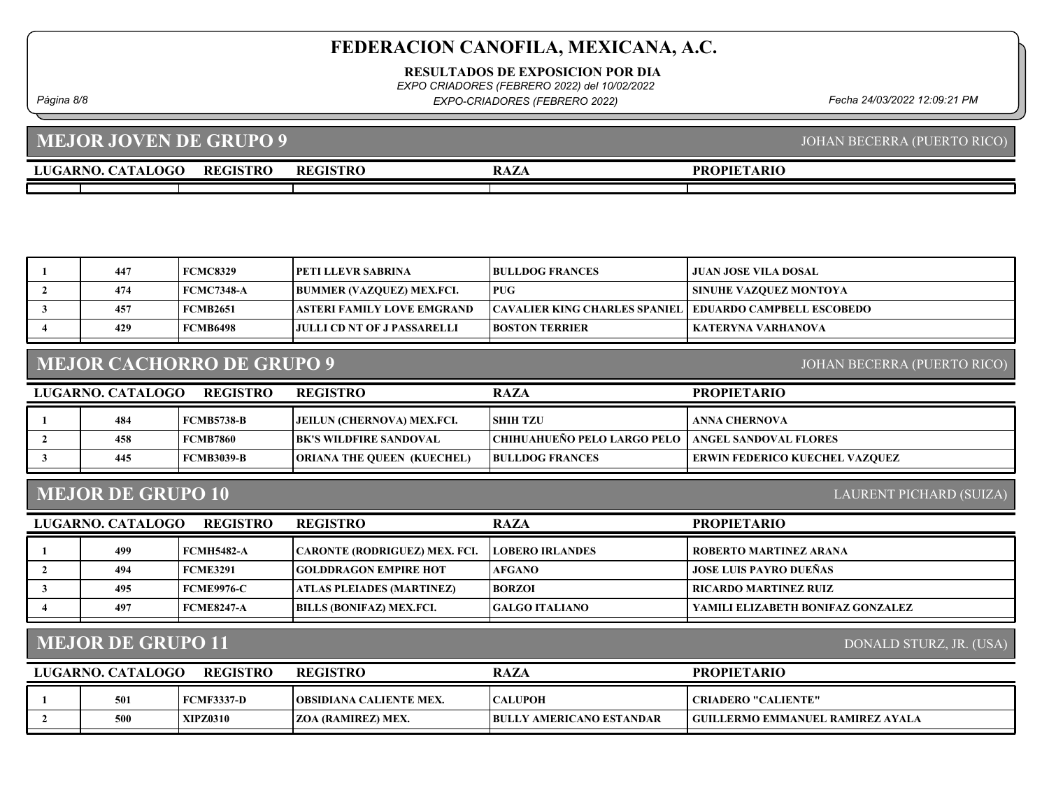# FEDERACION CANOFILA, MEXICANA, A.C.

**RESULTADOS DE EXPOSICION POR DIA**

*EXPO CRIADORES (FEBRERO 2022) del 10/02/2022*

*EXPO-CRIADORES (FEBRERO 2022)*

*Fecha 24/03/2022 12:09:21 PM*

## MEJOR JOVEN DE GRUPO 9

JOHAN BECERRA (PUERTO RICO)

| LUGAR | NO. CATALOGO | REGISTRO | REGISTRO | RAZA | PROPIETARIO |
|---|---|---|---|---|---|
| | | | | | |
| 1 | 447 | FCMC8329 | PETI LLEVR SABRINA | BULLDOG FRANCES | JUAN JOSE VILA DOSAL |
| 2 | 474 | FCMC7348-A | BUMMER (VAZQUEZ) MEX.FCI. | PUG | SINUHE VAZQUEZ MONTOYA |
| 3 | 457 | FCMB2651 | ASTERI FAMILY LOVE EMGRAND | CAVALIER KING CHARLES SPANIEL | EDUARDO CAMPBELL ESCOBEDO |
| 4 | 429 | FCMB6498 | JULLI CD NT OF J PASSARELLI | BOSTON TERRIER | KATERYNA VARHANOVA |

## MEJOR CACHORRO DE GRUPO 9

JOHAN BECERRA (PUERTO RICO)

| LUGAR | NO. CATALOGO | REGISTRO | REGISTRO | RAZA | PROPIETARIO |
|---|---|---|---|---|---|
| 1 | 484 | FCMB5738-B | JEILUN (CHERNOVA) MEX.FCI. | SHIH TZU | ANNA CHERNOVA |
| 2 | 458 | FCMB7860 | BK'S WILDFIRE SANDOVAL | CHIHUAHUEÑO PELO LARGO PELO | ANGEL SANDOVAL FLORES |
| 3 | 445 | FCMB3039-B | ORIANA THE QUEEN (KUECHEL) | BULLDOG FRANCES | ERWIN FEDERICO KUECHEL VAZQUEZ |

## MEJOR DE GRUPO 10

LAURENT PICHARD (SUIZA)

| LUGAR | NO. CATALOGO | REGISTRO | REGISTRO | RAZA | PROPIETARIO |
|---|---|---|---|---|---|
| 1 | 499 | FCMH5482-A | CARONTE (RODRIGUEZ) MEX. FCI. | LOBERO IRLANDES | ROBERTO MARTINEZ ARANA |
| 2 | 494 | FCME3291 | GOLDDRAGON EMPIRE HOT | AFGANO | JOSE LUIS PAYRO DUEÑAS |
| 3 | 495 | FCME9976-C | ATLAS PLEIADES (MARTINEZ) | BORZOI | RICARDO MARTINEZ RUIZ |
| 4 | 497 | FCME8247-A | BILLS (BONIFAZ) MEX.FCI. | GALGO ITALIANO | YAMILI ELIZABETH BONIFAZ GONZALEZ |

## MEJOR DE GRUPO 11

DONALD STURZ, JR. (USA)

| LUGAR | NO. CATALOGO | REGISTRO | REGISTRO | RAZA | PROPIETARIO |
|---|---|---|---|---|---|
| 1 | 501 | FCMF3337-D | OBSIDIANA CALIENTE MEX. | CALUPOH | CRIADERO "CALIENTE" |
| 2 | 500 | XIPZ0310 | ZOA (RAMIREZ) MEX. | BULLY AMERICANO ESTANDAR | GUILLERMO EMMANUEL RAMIREZ AYALA |